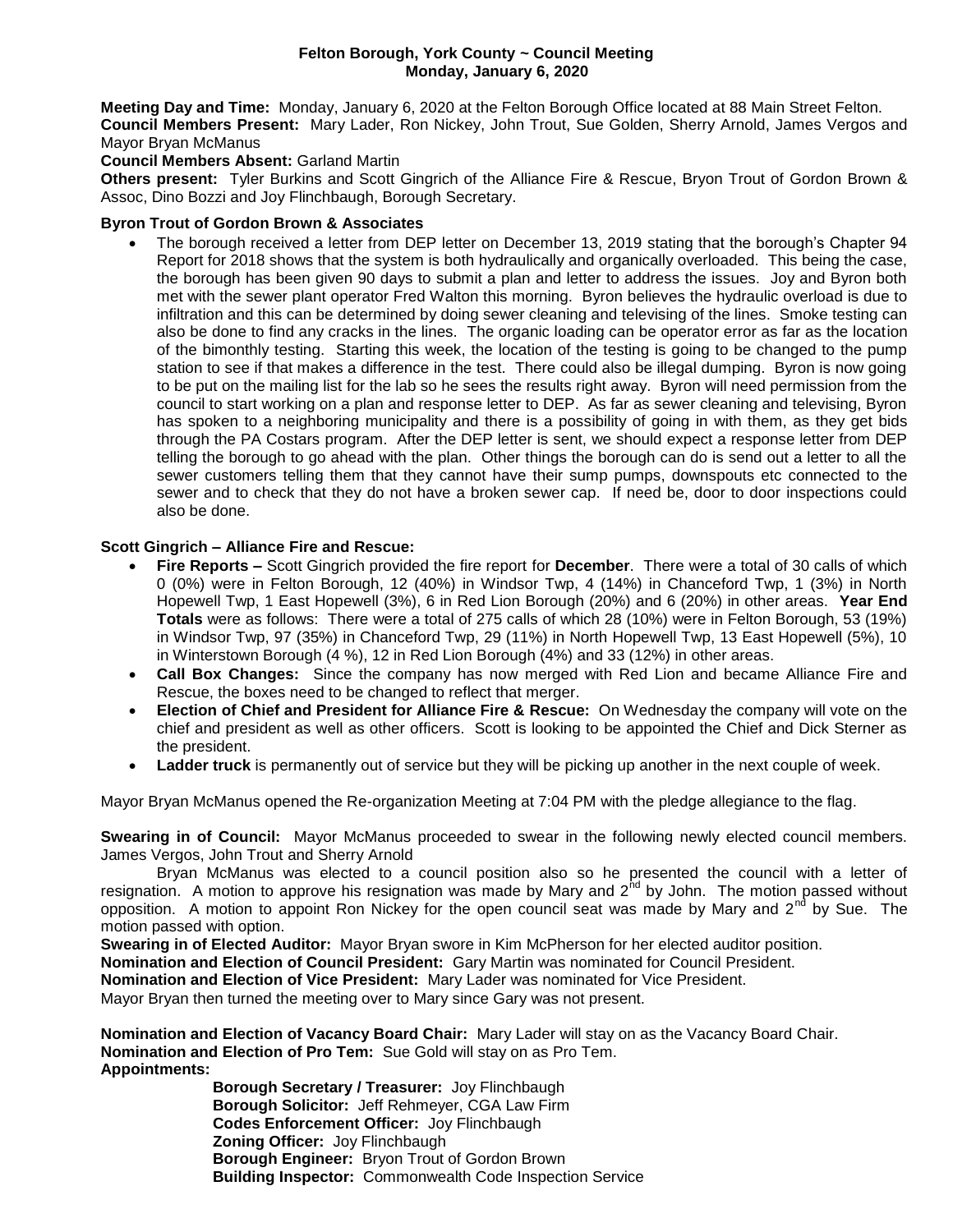**Felton Borough, York County ~ Council Meeting**
**Monday, January 6, 2020**

**Meeting Day and Time:** Monday, January 6, 2020 at the Felton Borough Office located at 88 Main Street Felton.
**Council Members Present:** Mary Lader, Ron Nickey, John Trout, Sue Golden, Sherry Arnold, James Vergos and Mayor Bryan McManus
**Council Members Absent:** Garland Martin
**Others present:** Tyler Burkins and Scott Gingrich of the Alliance Fire & Rescue, Bryon Trout of Gordon Brown & Assoc, Dino Bozzi and Joy Flinchbaugh, Borough Secretary.

**Byron Trout of Gordon Brown & Associates**

- The borough received a letter from DEP letter on December 13, 2019 stating that the borough's Chapter 94 Report for 2018 shows that the system is both hydraulically and organically overloaded. This being the case, the borough has been given 90 days to submit a plan and letter to address the issues. Joy and Byron both met with the sewer plant operator Fred Walton this morning. Byron believes the hydraulic overload is due to infiltration and this can be determined by doing sewer cleaning and televising of the lines. Smoke testing can also be done to find any cracks in the lines. The organic loading can be operator error as far as the location of the bimonthly testing. Starting this week, the location of the testing is going to be changed to the pump station to see if that makes a difference in the test. There could also be illegal dumping. Byron is now going to be put on the mailing list for the lab so he sees the results right away. Byron will need permission from the council to start working on a plan and response letter to DEP. As far as sewer cleaning and televising, Byron has spoken to a neighboring municipality and there is a possibility of going in with them, as they get bids through the PA Costars program. After the DEP letter is sent, we should expect a response letter from DEP telling the borough to go ahead with the plan. Other things the borough can do is send out a letter to all the sewer customers telling them that they cannot have their sump pumps, downspouts etc connected to the sewer and to check that they do not have a broken sewer cap. If need be, door to door inspections could also be done.

**Scott Gingrich – Alliance Fire and Rescue:**

- **Fire Reports –** Scott Gingrich provided the fire report for **December**. There were a total of 30 calls of which 0 (0%) were in Felton Borough, 12 (40%) in Windsor Twp, 4 (14%) in Chanceford Twp, 1 (3%) in North Hopewell Twp, 1 East Hopewell (3%), 6 in Red Lion Borough (20%) and 6 (20%) in other areas. **Year End Totals** were as follows: There were a total of 275 calls of which 28 (10%) were in Felton Borough, 53 (19%) in Windsor Twp, 97 (35%) in Chanceford Twp, 29 (11%) in North Hopewell Twp, 13 East Hopewell (5%), 10 in Winterstown Borough (4 %), 12 in Red Lion Borough (4%) and 33 (12%) in other areas.
- **Call Box Changes:** Since the company has now merged with Red Lion and became Alliance Fire and Rescue, the boxes need to be changed to reflect that merger.
- **Election of Chief and President for Alliance Fire & Rescue:** On Wednesday the company will vote on the chief and president as well as other officers. Scott is looking to be appointed the Chief and Dick Sterner as the president.
- **Ladder truck** is permanently out of service but they will be picking up another in the next couple of week.

Mayor Bryan McManus opened the Re-organization Meeting at 7:04 PM with the pledge allegiance to the flag.

**Swearing in of Council:** Mayor McManus proceeded to swear in the following newly elected council members. James Vergos, John Trout and Sherry Arnold

Bryan McManus was elected to a council position also so he presented the council with a letter of resignation. A motion to approve his resignation was made by Mary and 2nd by John. The motion passed without opposition. A motion to appoint Ron Nickey for the open council seat was made by Mary and 2nd by Sue. The motion passed with option.

**Swearing in of Elected Auditor:** Mayor Bryan swore in Kim McPherson for her elected auditor position.
**Nomination and Election of Council President:** Gary Martin was nominated for Council President.
**Nomination and Election of Vice President:** Mary Lader was nominated for Vice President.
Mayor Bryan then turned the meeting over to Mary since Gary was not present.

**Nomination and Election of Vacancy Board Chair:** Mary Lader will stay on as the Vacancy Board Chair.
**Nomination and Election of Pro Tem:** Sue Gold will stay on as Pro Tem.
**Appointments:**

**Borough Secretary / Treasurer:** Joy Flinchbaugh
**Borough Solicitor:** Jeff Rehmeyer, CGA Law Firm
**Codes Enforcement Officer:** Joy Flinchbaugh
**Zoning Officer:** Joy Flinchbaugh
**Borough Engineer:** Bryon Trout of Gordon Brown
**Building Inspector:** Commonwealth Code Inspection Service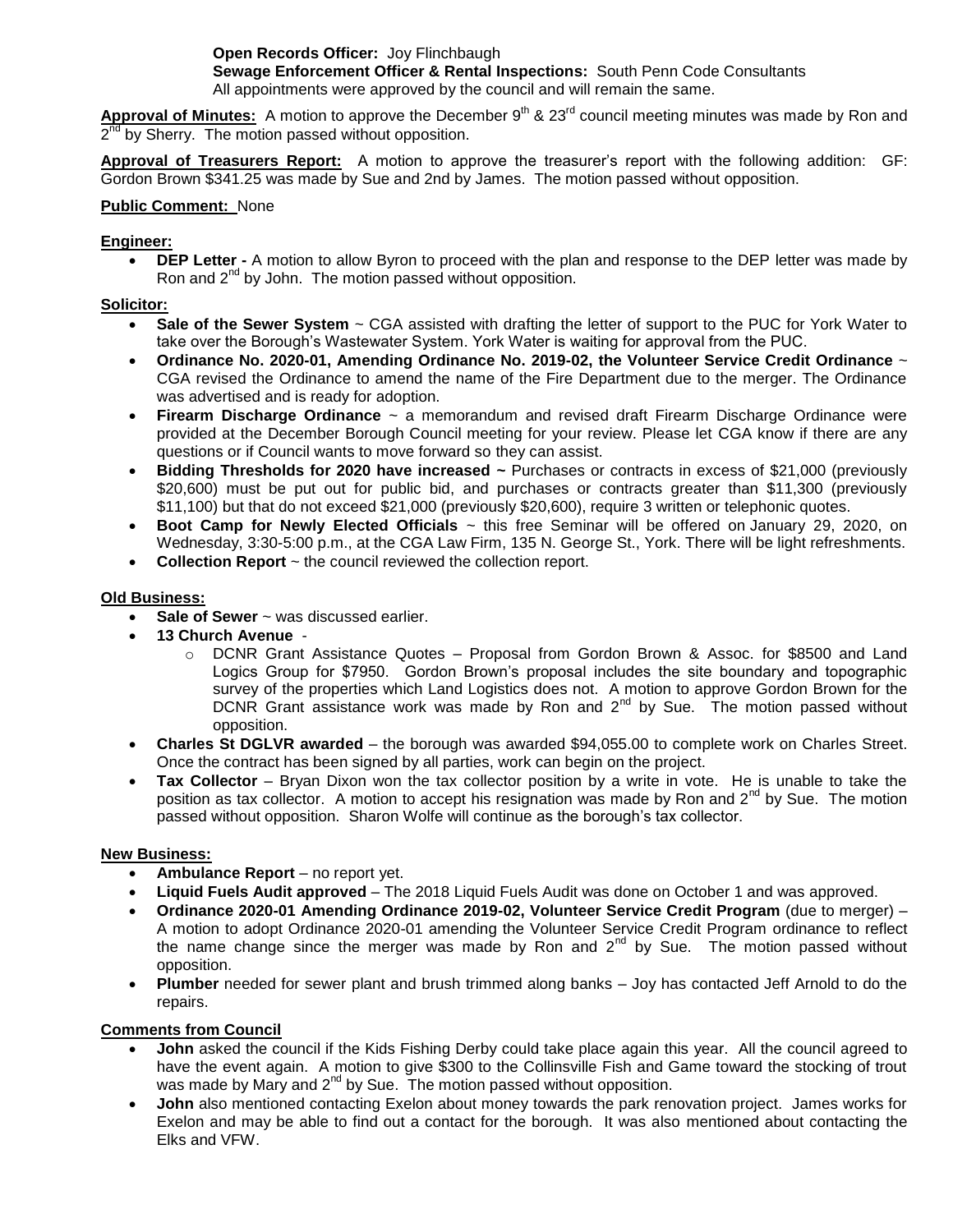**Open Records Officer:** Joy Flinchbaugh
**Sewage Enforcement Officer & Rental Inspections:** South Penn Code Consultants
All appointments were approved by the council and will remain the same.

**Approval of Minutes:** A motion to approve the December 9th & 23rd council meeting minutes was made by Ron and 2nd by Sherry. The motion passed without opposition.

**Approval of Treasurers Report:** A motion to approve the treasurer's report with the following addition: GF: Gordon Brown $341.25 was made by Sue and 2nd by James. The motion passed without opposition.

**Public Comment:** None

**Engineer:**

- **DEP Letter -** A motion to allow Byron to proceed with the plan and response to the DEP letter was made by Ron and 2nd by John. The motion passed without opposition.

**Solicitor:**

- **Sale of the Sewer System** ~ CGA assisted with drafting the letter of support to the PUC for York Water to take over the Borough's Wastewater System. York Water is waiting for approval from the PUC.
- **Ordinance No. 2020-01, Amending Ordinance No. 2019-02, the Volunteer Service Credit Ordinance** ~ CGA revised the Ordinance to amend the name of the Fire Department due to the merger. The Ordinance was advertised and is ready for adoption.
- **Firearm Discharge Ordinance** ~ a memorandum and revised draft Firearm Discharge Ordinance were provided at the December Borough Council meeting for your review. Please let CGA know if there are any questions or if Council wants to move forward so they can assist.
- **Bidding Thresholds for 2020 have increased ~** Purchases or contracts in excess of $21,000 (previously $20,600) must be put out for public bid, and purchases or contracts greater than $11,300 (previously $11,100) but that do not exceed $21,000 (previously $20,600), require 3 written or telephonic quotes.
- **Boot Camp for Newly Elected Officials** ~ this free Seminar will be offered on January 29, 2020, on Wednesday, 3:30-5:00 p.m., at the CGA Law Firm, 135 N. George St., York. There will be light refreshments.
- **Collection Report** ~ the council reviewed the collection report.

**Old Business:**

- **Sale of Sewer** ~ was discussed earlier.
- **13 Church Avenue** -
  - DCNR Grant Assistance Quotes – Proposal from Gordon Brown & Assoc. for $8500 and Land Logics Group for $7950. Gordon Brown's proposal includes the site boundary and topographic survey of the properties which Land Logistics does not. A motion to approve Gordon Brown for the DCNR Grant assistance work was made by Ron and 2nd by Sue. The motion passed without opposition.
- **Charles St DGLVR awarded** – the borough was awarded $94,055.00 to complete work on Charles Street. Once the contract has been signed by all parties, work can begin on the project.
- **Tax Collector** – Bryan Dixon won the tax collector position by a write in vote. He is unable to take the position as tax collector. A motion to accept his resignation was made by Ron and 2nd by Sue. The motion passed without opposition. Sharon Wolfe will continue as the borough's tax collector.

**New Business:**

- **Ambulance Report** – no report yet.
- **Liquid Fuels Audit approved** – The 2018 Liquid Fuels Audit was done on October 1 and was approved.
- **Ordinance 2020-01 Amending Ordinance 2019-02, Volunteer Service Credit Program** (due to merger) – A motion to adopt Ordinance 2020-01 amending the Volunteer Service Credit Program ordinance to reflect the name change since the merger was made by Ron and 2nd by Sue. The motion passed without opposition.
- **Plumber** needed for sewer plant and brush trimmed along banks – Joy has contacted Jeff Arnold to do the repairs.

**Comments from Council**

- **John** asked the council if the Kids Fishing Derby could take place again this year. All the council agreed to have the event again. A motion to give $300 to the Collinsville Fish and Game toward the stocking of trout was made by Mary and 2nd by Sue. The motion passed without opposition.
- **John** also mentioned contacting Exelon about money towards the park renovation project. James works for Exelon and may be able to find out a contact for the borough. It was also mentioned about contacting the Elks and VFW.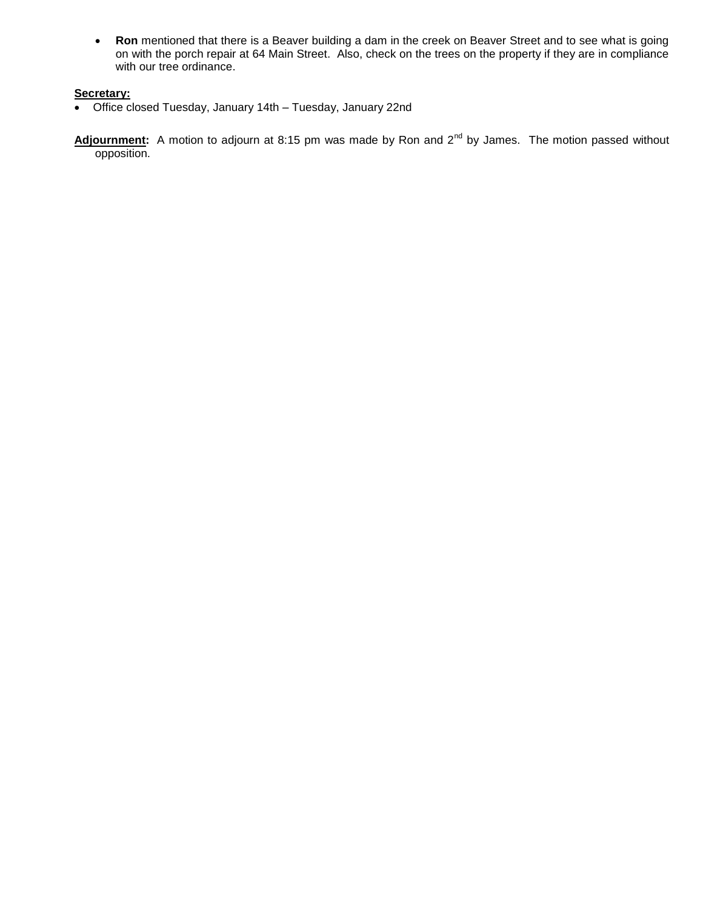- **Ron** mentioned that there is a Beaver building a dam in the creek on Beaver Street and to see what is going on with the porch repair at 64 Main Street. Also, check on the trees on the property if they are in compliance with our tree ordinance.

**Secretary:**

- Office closed Tuesday, January 14th – Tuesday, January 22nd

**Adjournment:** A motion to adjourn at 8:15 pm was made by Ron and 2nd by James. The motion passed without opposition.